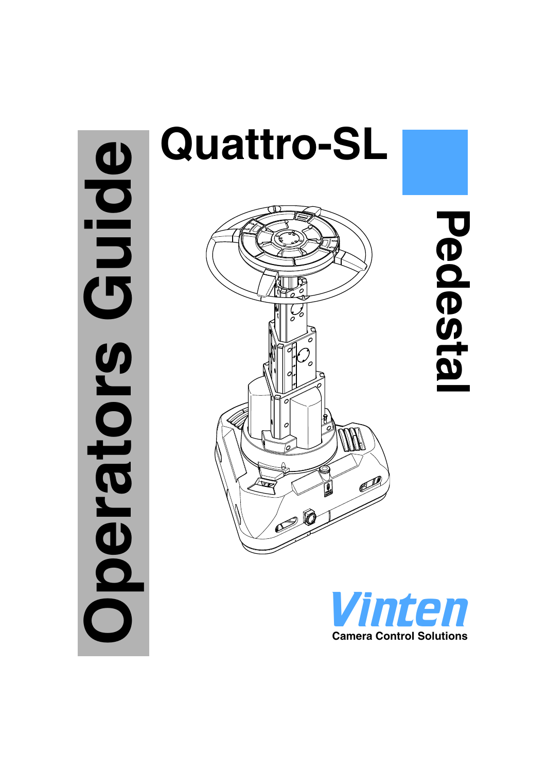# Quattro-SL

# Pedestal

# Operators Guide

Vinten

Camera Control Solutions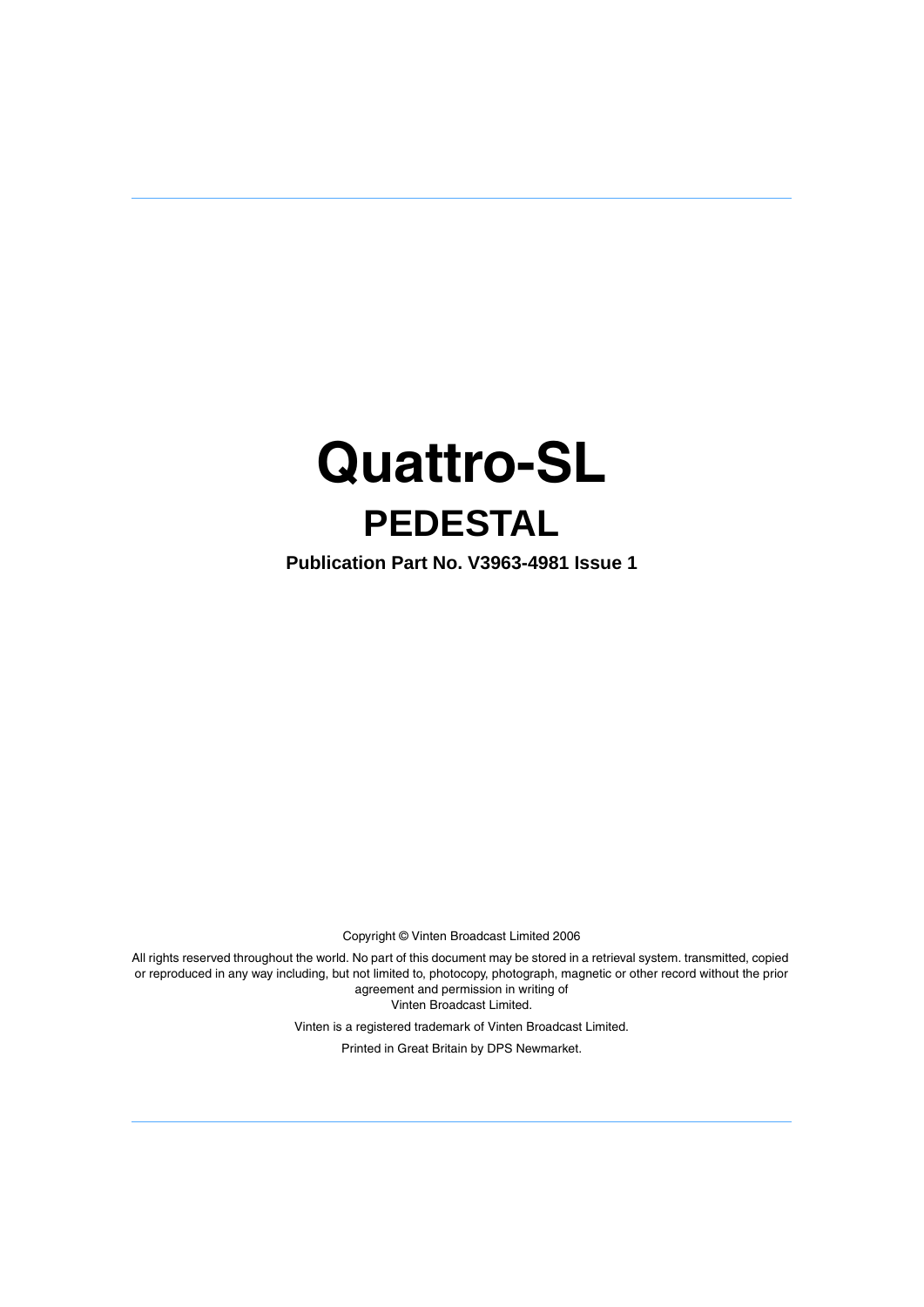# Quattro-SL

## PEDESTAL

**Publication Part No. V3963-4981 Issue 1**

Copyright © Vinten Broadcast Limited 2006

All rights reserved throughout the world. No part of this document may be stored in a retrieval system. transmitted, copied or reproduced in any way including, but not limited to, photocopy, photograph, magnetic or other record without the prior agreement and permission in writing of Vinten Broadcast Limited.

Vinten is a registered trademark of Vinten Broadcast Limited.

Printed in Great Britain by DPS Newmarket.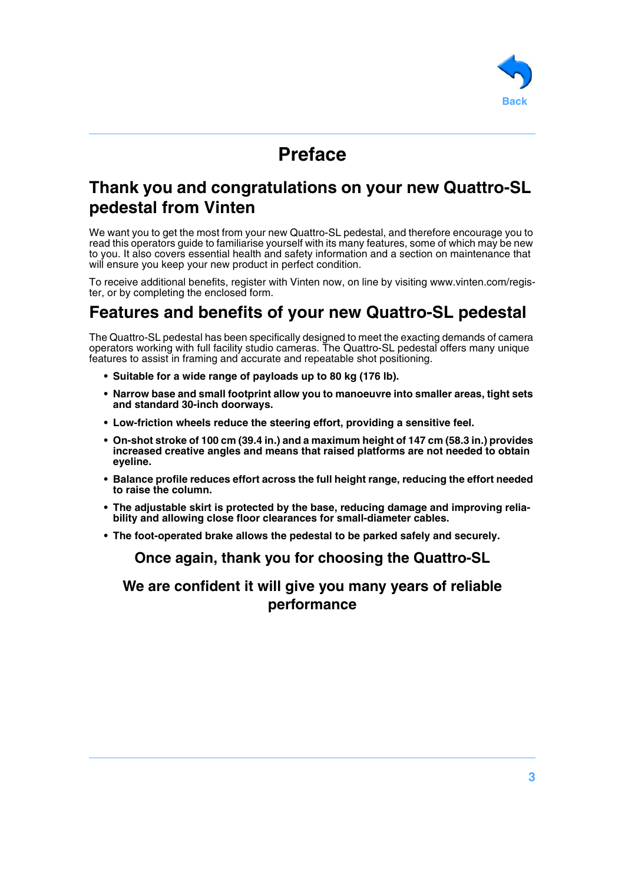# Preface

## Thank you and congratulations on your new Quattro-SL pedestal from Vinten

We want you to get the most from your new Quattro-SL pedestal, and therefore encourage you to read this operators guide to familiarise yourself with its many features, some of which may be new to you. It also covers essential health and safety information and a section on maintenance that will ensure you keep your new product in perfect condition.

To receive additional benefits, register with Vinten now, on line by visiting www.vinten.com/register, or by completing the enclosed form.

## Features and benefits of your new Quattro-SL pedestal

The Quattro-SL pedestal has been specifically designed to meet the exacting demands of camera operators working with full facility studio cameras. The Quattro-SL pedestal offers many unique features to assist in framing and accurate and repeatable shot positioning.

- **Suitable for a wide range of payloads up to 80 kg (176 lb).**
- **Narrow base and small footprint allow you to manoeuvre into smaller areas, tight sets and standard 30-inch doorways.**
- **Low-friction wheels reduce the steering effort, providing a sensitive feel.**
- **On-shot stroke of 100 cm (39.4 in.) and a maximum height of 147 cm (58.3 in.) provides increased creative angles and means that raised platforms are not needed to obtain eyeline.**
- **Balance profile reduces effort across the full height range, reducing the effort needed to raise the column.**
- **The adjustable skirt is protected by the base, reducing damage and improving reliability and allowing close floor clearances for small-diameter cables.**
- **The foot-operated brake allows the pedestal to be parked safely and securely.**

**Once again, thank you for choosing the Quattro-SL**

**We are confident it will give you many years of reliable performance**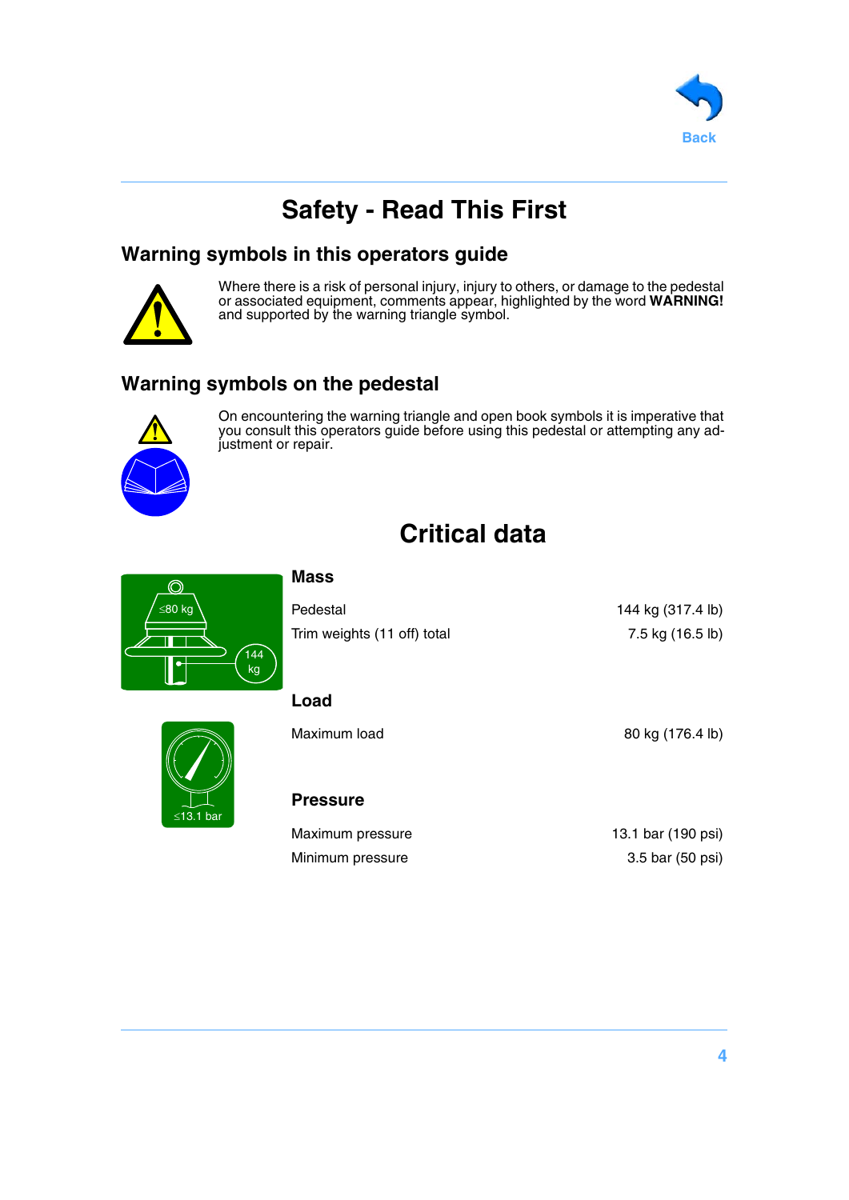Back

# Safety - Read This First

## Warning symbols in this operators guide

Where there is a risk of personal injury, injury to others, or damage to the pedestal or associated equipment, comments appear, highlighted by the word **WARNING!** and supported by the warning triangle symbol.

## Warning symbols on the pedestal

On encountering the warning triangle and open book symbols it is imperative that you consult this operators guide before using this pedestal or attempting any adjustment or repair.

# Critical data

### Mass

| | |
|---|---|
| Pedestal | 144 kg (317.4 lb) |
| Trim weights (11 off) total | 7.5 kg (16.5 lb) |

### Load

| | |
|---|---|
| Maximum load | 80 kg (176.4 lb) |

### Pressure

| | |
|---|---|
| Maximum pressure | 13.1 bar (190 psi) |
| Minimum pressure | 3.5 bar (50 psi) |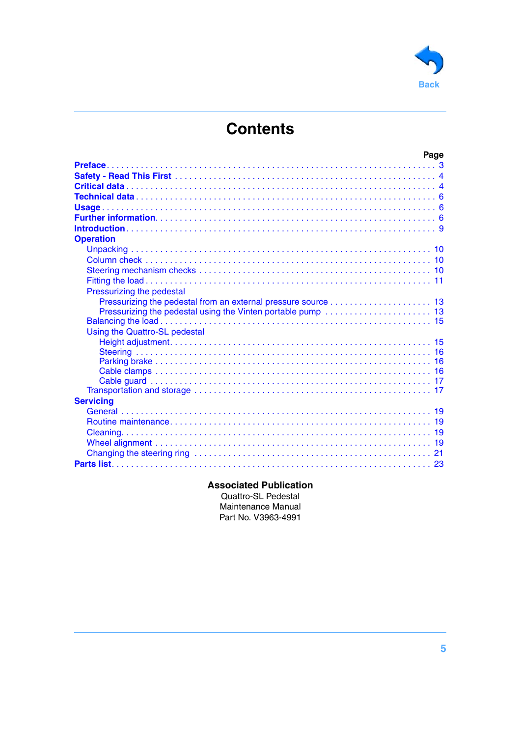# Contents

| | Page |
|---|---|
| **Preface** | 3 |
| **Safety - Read This First** | 4 |
| **Critical data** | 4 |
| **Technical data** | 6 |
| **Usage** | 6 |
| **Further information** | 6 |
| **Introduction** | 9 |
| **Operation** | |
| Unpacking | 10 |
| Column check | 10 |
| Steering mechanism checks | 10 |
| Fitting the load | 11 |
| Pressurizing the pedestal | |
| Pressurizing the pedestal from an external pressure source | 13 |
| Pressurizing the pedestal using the Vinten portable pump | 13 |
| Balancing the load | 15 |
| Using the Quattro-SL pedestal | |
| Height adjustment | 15 |
| Steering | 16 |
| Parking brake | 16 |
| Cable clamps | 16 |
| Cable guard | 17 |
| Transportation and storage | 17 |
| **Servicing** | |
| General | 19 |
| Routine maintenance | 19 |
| Cleaning | 19 |
| Wheel alignment | 19 |
| Changing the steering ring | 21 |
| **Parts list** | 23 |

**Associated Publication**

Quattro-SL Pedestal
Maintenance Manual
Part No. V3963-4991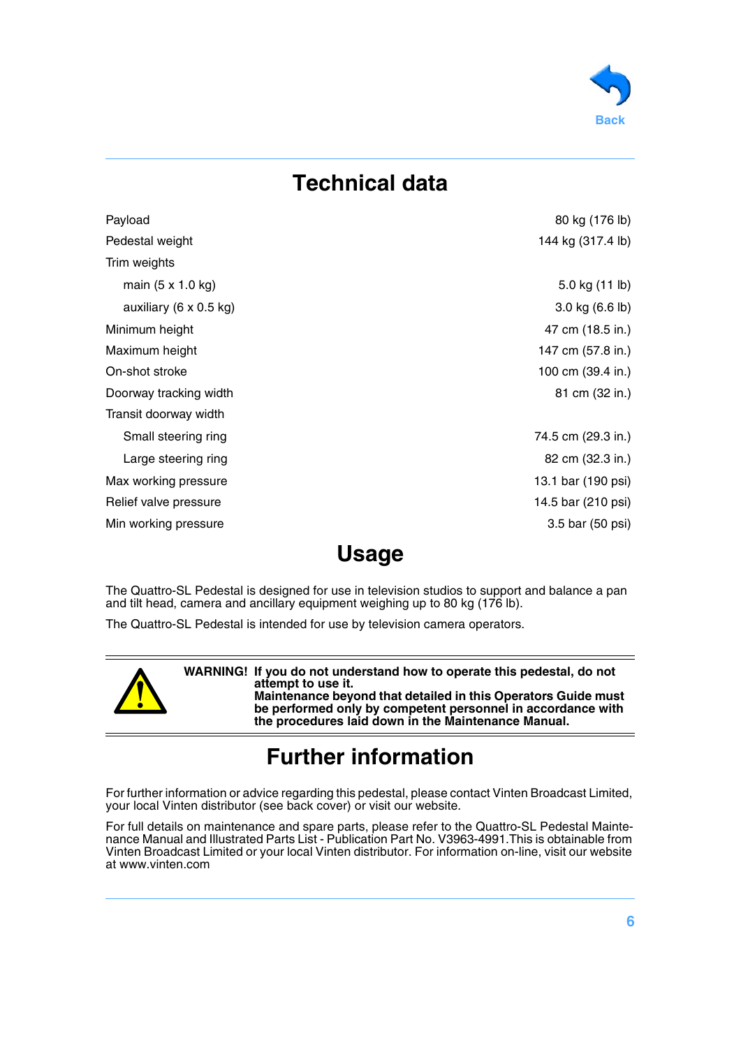# Technical data

| | |
|---|---|
| Payload | 80 kg (176 lb) |
| Pedestal weight | 144 kg (317.4 lb) |
| Trim weights | |
| main (5 x 1.0 kg) | 5.0 kg (11 lb) |
| auxiliary (6 x 0.5 kg) | 3.0 kg (6.6 lb) |
| Minimum height | 47 cm (18.5 in.) |
| Maximum height | 147 cm (57.8 in.) |
| On-shot stroke | 100 cm (39.4 in.) |
| Doorway tracking width | 81 cm (32 in.) |
| Transit doorway width | |
| Small steering ring | 74.5 cm (29.3 in.) |
| Large steering ring | 82 cm (32.3 in.) |
| Max working pressure | 13.1 bar (190 psi) |
| Relief valve pressure | 14.5 bar (210 psi) |
| Min working pressure | 3.5 bar (50 psi) |

# Usage

The Quattro-SL Pedestal is designed for use in television studios to support and balance a pan and tilt head, camera and ancillary equipment weighing up to 80 kg (176 lb).

The Quattro-SL Pedestal is intended for use by television camera operators.

**WARNING! If you do not understand how to operate this pedestal, do not attempt to use it.**
**Maintenance beyond that detailed in this Operators Guide must be performed only by competent personnel in accordance with the procedures laid down in the Maintenance Manual.**

# Further information

For further information or advice regarding this pedestal, please contact Vinten Broadcast Limited, your local Vinten distributor (see back cover) or visit our website.

For full details on maintenance and spare parts, please refer to the Quattro-SL Pedestal Maintenance Manual and Illustrated Parts List - Publication Part No. V3963-4991.This is obtainable from Vinten Broadcast Limited or your local Vinten distributor. For information on-line, visit our website at www.vinten.com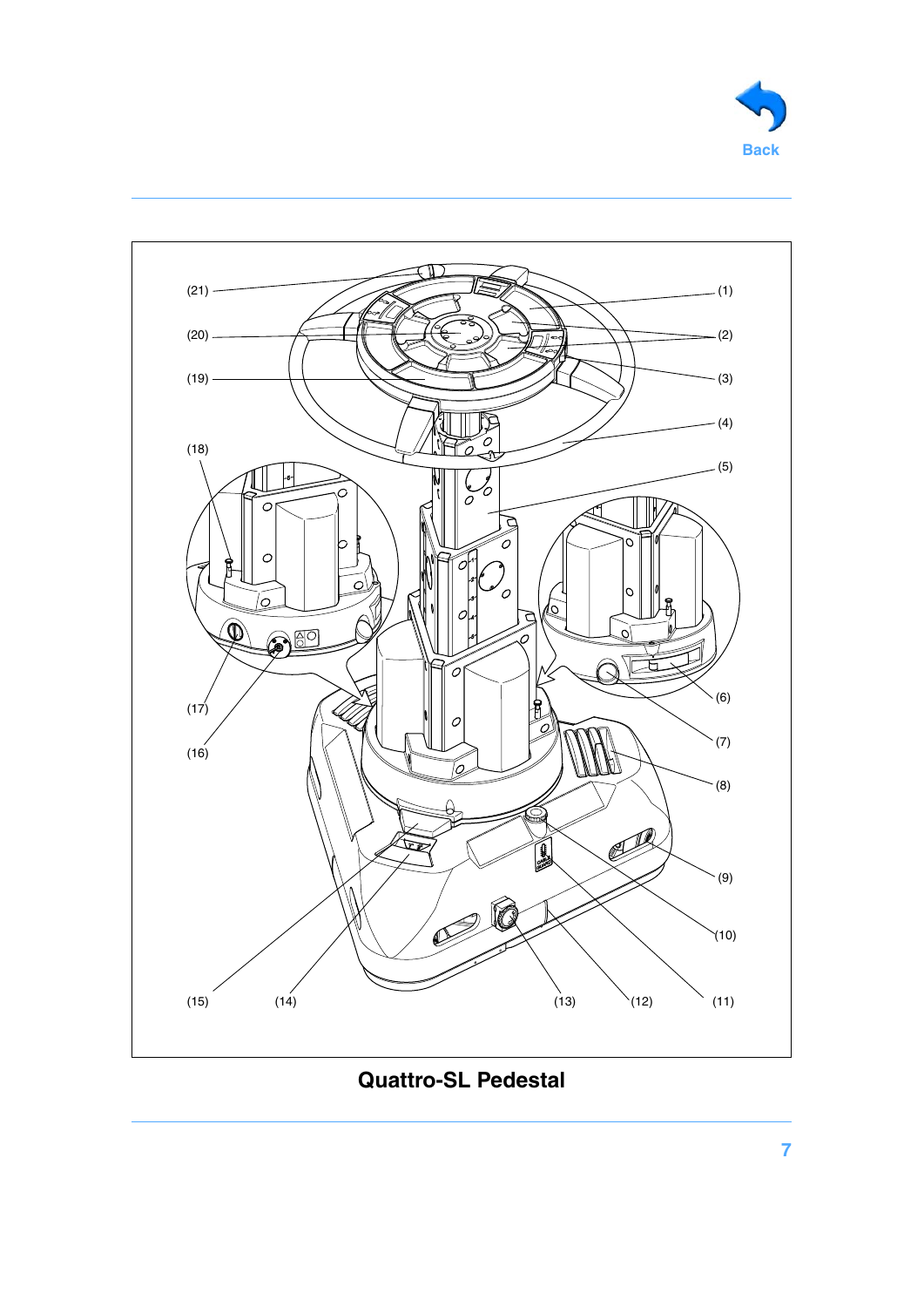**Quattro-SL Pedestal**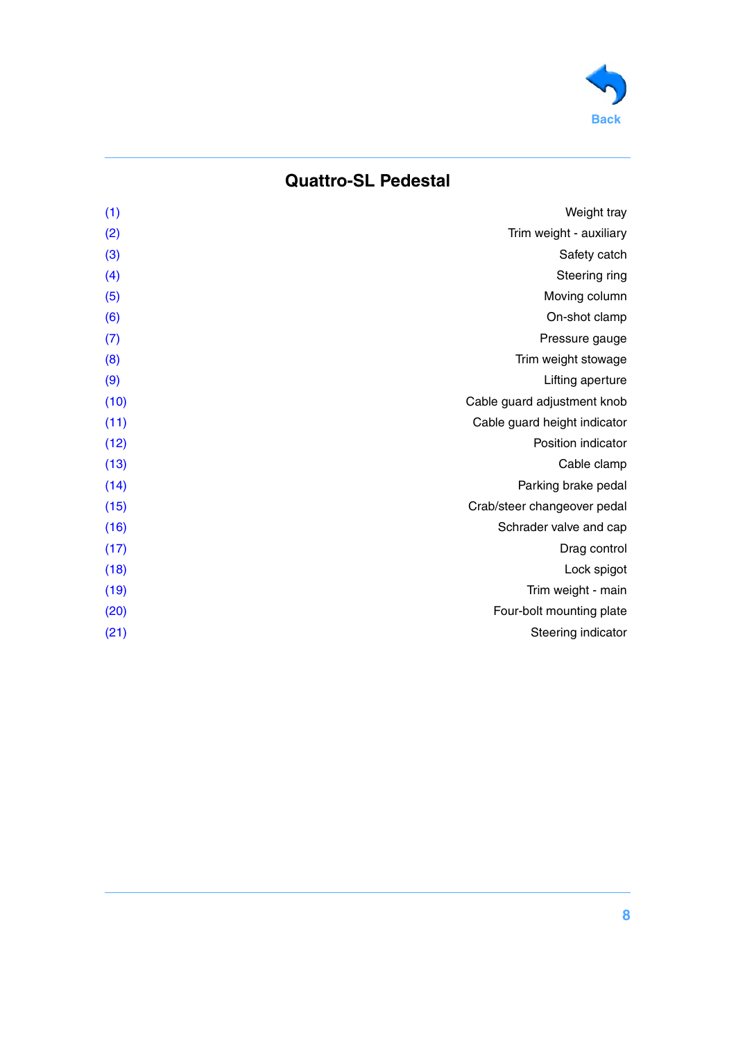## Quattro-SL Pedestal

| | |
|---|---|
| (1) | Weight tray |
| (2) | Trim weight - auxiliary |
| (3) | Safety catch |
| (4) | Steering ring |
| (5) | Moving column |
| (6) | On-shot clamp |
| (7) | Pressure gauge |
| (8) | Trim weight stowage |
| (9) | Lifting aperture |
| (10) | Cable guard adjustment knob |
| (11) | Cable guard height indicator |
| (12) | Position indicator |
| (13) | Cable clamp |
| (14) | Parking brake pedal |
| (15) | Crab/steer changeover pedal |
| (16) | Schrader valve and cap |
| (17) | Drag control |
| (18) | Lock spigot |
| (19) | Trim weight - main |
| (20) | Four-bolt mounting plate |
| (21) | Steering indicator |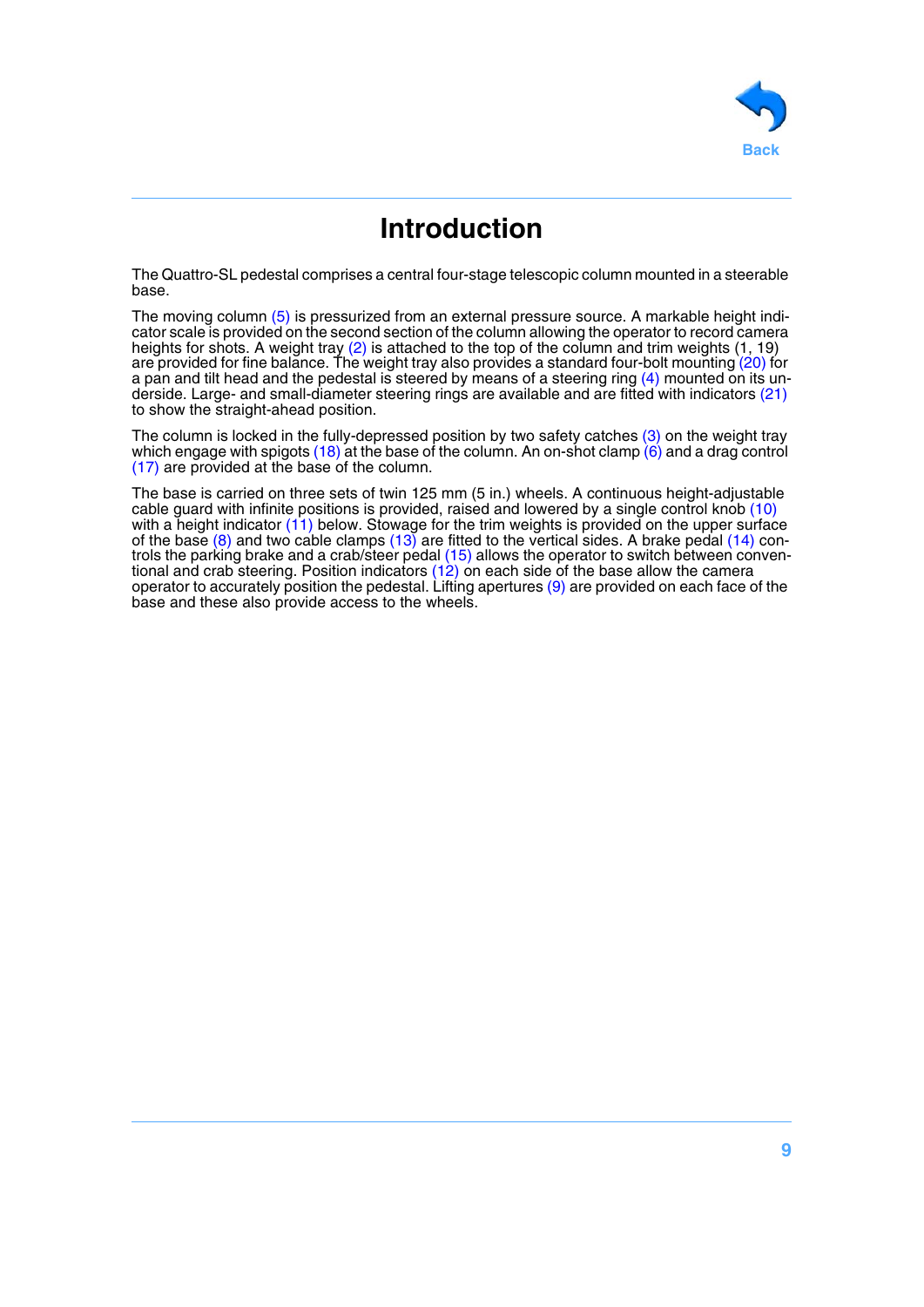# Introduction

The Quattro-SL pedestal comprises a central four-stage telescopic column mounted in a steerable base.

The moving column (5) is pressurized from an external pressure source. A markable height indicator scale is provided on the second section of the column allowing the operator to record camera heights for shots. A weight tray (2) is attached to the top of the column and trim weights (1, 19) are provided for fine balance. The weight tray also provides a standard four-bolt mounting (20) for a pan and tilt head and the pedestal is steered by means of a steering ring (4) mounted on its underside. Large- and small-diameter steering rings are available and are fitted with indicators (21) to show the straight-ahead position.

The column is locked in the fully-depressed position by two safety catches (3) on the weight tray which engage with spigots (18) at the base of the column. An on-shot clamp (6) and a drag control (17) are provided at the base of the column.

The base is carried on three sets of twin 125 mm (5 in.) wheels. A continuous height-adjustable cable guard with infinite positions is provided, raised and lowered by a single control knob (10) with a height indicator (11) below. Stowage for the trim weights is provided on the upper surface of the base (8) and two cable clamps (13) are fitted to the vertical sides. A brake pedal (14) controls the parking brake and a crab/steer pedal (15) allows the operator to switch between conventional and crab steering. Position indicators (12) on each side of the base allow the camera operator to accurately position the pedestal. Lifting apertures (9) are provided on each face of the base and these also provide access to the wheels.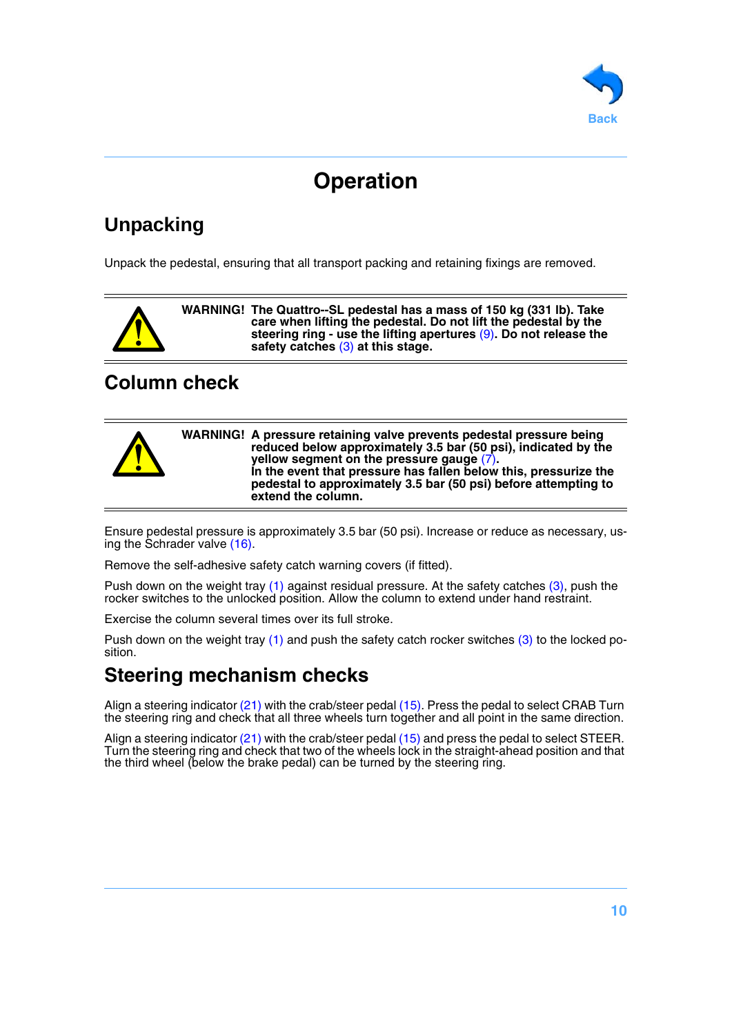# Operation

## Unpacking

Unpack the pedestal, ensuring that all transport packing and retaining fixings are removed.

**WARNING! The Quattro--SL pedestal has a mass of 150 kg (331 lb). Take care when lifting the pedestal. Do not lift the pedestal by the steering ring - use the lifting apertures (9). Do not release the safety catches (3) at this stage.**

## Column check

**WARNING! A pressure retaining valve prevents pedestal pressure being reduced below approximately 3.5 bar (50 psi), indicated by the yellow segment on the pressure gauge (7).**
**In the event that pressure has fallen below this, pressurize the pedestal to approximately 3.5 bar (50 psi) before attempting to extend the column.**

Ensure pedestal pressure is approximately 3.5 bar (50 psi). Increase or reduce as necessary, using the Schrader valve (16).

Remove the self-adhesive safety catch warning covers (if fitted).

Push down on the weight tray (1) against residual pressure. At the safety catches (3), push the rocker switches to the unlocked position. Allow the column to extend under hand restraint.

Exercise the column several times over its full stroke.

Push down on the weight tray (1) and push the safety catch rocker switches (3) to the locked position.

## Steering mechanism checks

Align a steering indicator (21) with the crab/steer pedal (15). Press the pedal to select CRAB Turn the steering ring and check that all three wheels turn together and all point in the same direction.

Align a steering indicator (21) with the crab/steer pedal (15) and press the pedal to select STEER. Turn the steering ring and check that two of the wheels lock in the straight-ahead position and that the third wheel (below the brake pedal) can be turned by the steering ring.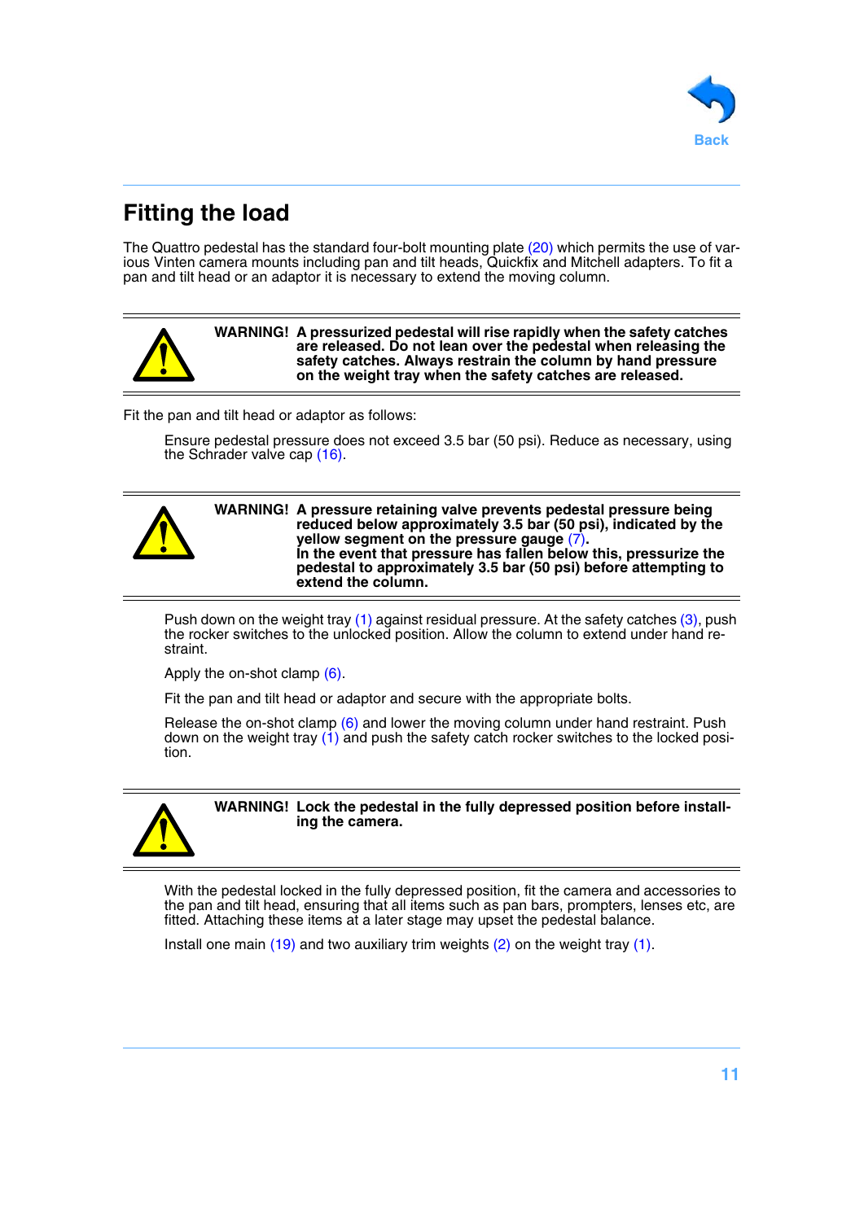## Fitting the load

The Quattro pedestal has the standard four-bolt mounting plate (20) which permits the use of various Vinten camera mounts including pan and tilt heads, Quickfix and Mitchell adapters. To fit a pan and tilt head or an adaptor it is necessary to extend the moving column.

**WARNING! A pressurized pedestal will rise rapidly when the safety catches are released. Do not lean over the pedestal when releasing the safety catches. Always restrain the column by hand pressure on the weight tray when the safety catches are released.**

Fit the pan and tilt head or adaptor as follows:

Ensure pedestal pressure does not exceed 3.5 bar (50 psi). Reduce as necessary, using the Schrader valve cap (16).

**WARNING! A pressure retaining valve prevents pedestal pressure being reduced below approximately 3.5 bar (50 psi), indicated by the yellow segment on the pressure gauge (7).**
**In the event that pressure has fallen below this, pressurize the pedestal to approximately 3.5 bar (50 psi) before attempting to extend the column.**

Push down on the weight tray (1) against residual pressure. At the safety catches (3), push the rocker switches to the unlocked position. Allow the column to extend under hand restraint.

Apply the on-shot clamp (6).

Fit the pan and tilt head or adaptor and secure with the appropriate bolts.

Release the on-shot clamp (6) and lower the moving column under hand restraint. Push down on the weight tray (1) and push the safety catch rocker switches to the locked position.

**WARNING! Lock the pedestal in the fully depressed position before installing the camera.**

With the pedestal locked in the fully depressed position, fit the camera and accessories to the pan and tilt head, ensuring that all items such as pan bars, prompters, lenses etc, are fitted. Attaching these items at a later stage may upset the pedestal balance.

Install one main (19) and two auxiliary trim weights (2) on the weight tray (1).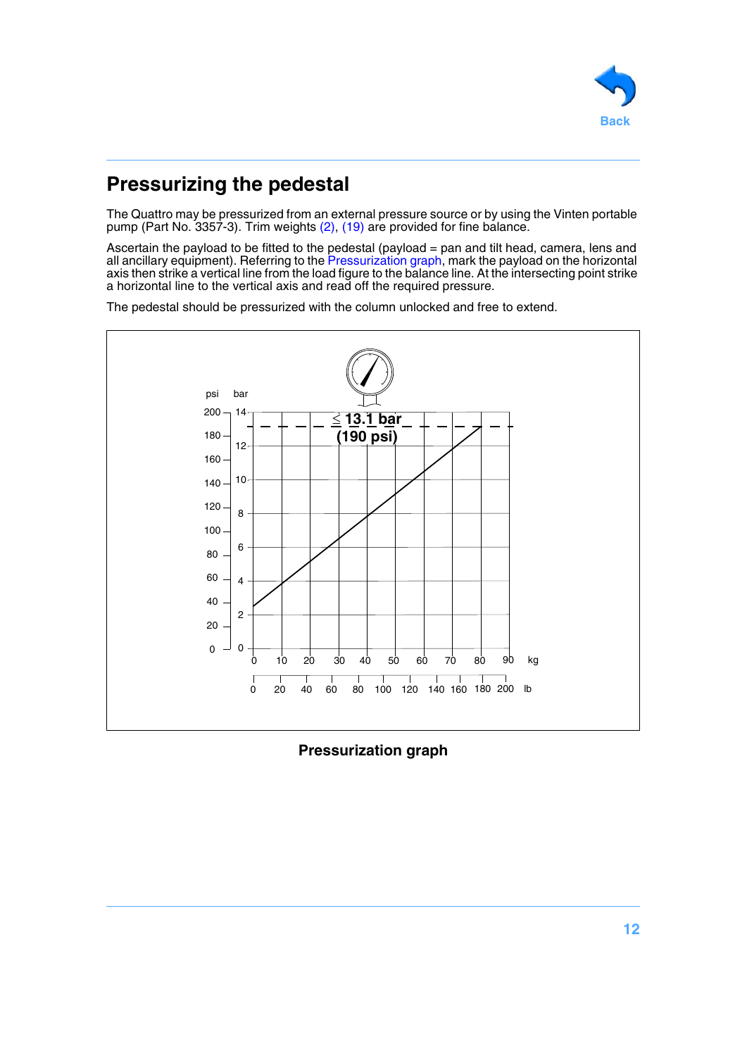## Pressurizing the pedestal

The Quattro may be pressurized from an external pressure source or by using the Vinten portable pump (Part No. 3357-3). Trim weights (2), (19) are provided for fine balance.

Ascertain the payload to be fitted to the pedestal (payload = pan and tilt head, camera, lens and all ancillary equipment). Referring to the Pressurization graph, mark the payload on the horizontal axis then strike a vertical line from the load figure to the balance line. At the intersecting point strike a horizontal line to the vertical axis and read off the required pressure.

The pedestal should be pressurized with the column unlocked and free to extend.

psi bar

≤ 13.1 bar (190 psi)

kg lb

**Pressurization graph**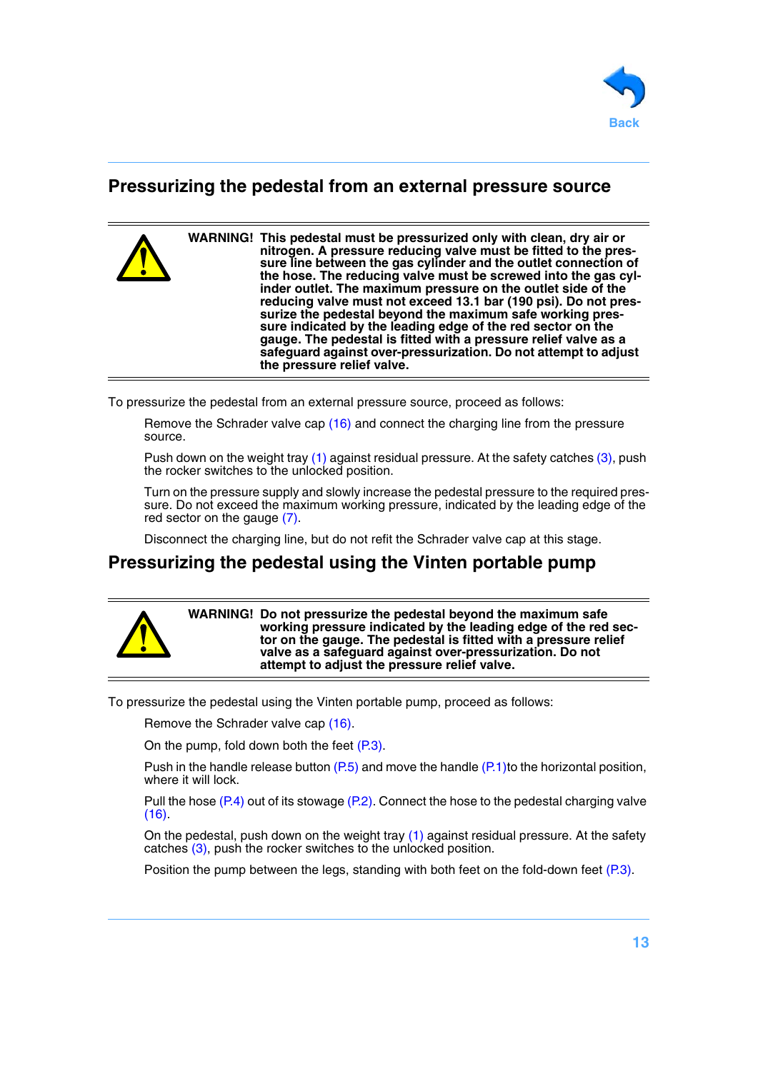## Pressurizing the pedestal from an external pressure source

**WARNING! This pedestal must be pressurized only with clean, dry air or nitrogen. A pressure reducing valve must be fitted to the pressure line between the gas cylinder and the outlet connection of the hose. The reducing valve must be screwed into the gas cylinder outlet. The maximum pressure on the outlet side of the reducing valve must not exceed 13.1 bar (190 psi). Do not pressurize the pedestal beyond the maximum safe working pressure indicated by the leading edge of the red sector on the gauge. The pedestal is fitted with a pressure relief valve as a safeguard against over-pressurization. Do not attempt to adjust the pressure relief valve.**

To pressurize the pedestal from an external pressure source, proceed as follows:

Remove the Schrader valve cap (16) and connect the charging line from the pressure source.

Push down on the weight tray (1) against residual pressure. At the safety catches (3), push the rocker switches to the unlocked position.

Turn on the pressure supply and slowly increase the pedestal pressure to the required pressure. Do not exceed the maximum working pressure, indicated by the leading edge of the red sector on the gauge (7).

Disconnect the charging line, but do not refit the Schrader valve cap at this stage.

## Pressurizing the pedestal using the Vinten portable pump

**WARNING! Do not pressurize the pedestal beyond the maximum safe working pressure indicated by the leading edge of the red sector on the gauge. The pedestal is fitted with a pressure relief valve as a safeguard against over-pressurization. Do not attempt to adjust the pressure relief valve.**

To pressurize the pedestal using the Vinten portable pump, proceed as follows:

Remove the Schrader valve cap (16).

On the pump, fold down both the feet (P.3).

Push in the handle release button (P.5) and move the handle (P.1)to the horizontal position, where it will lock.

Pull the hose (P.4) out of its stowage (P.2). Connect the hose to the pedestal charging valve (16).

On the pedestal, push down on the weight tray (1) against residual pressure. At the safety catches (3), push the rocker switches to the unlocked position.

Position the pump between the legs, standing with both feet on the fold-down feet (P.3).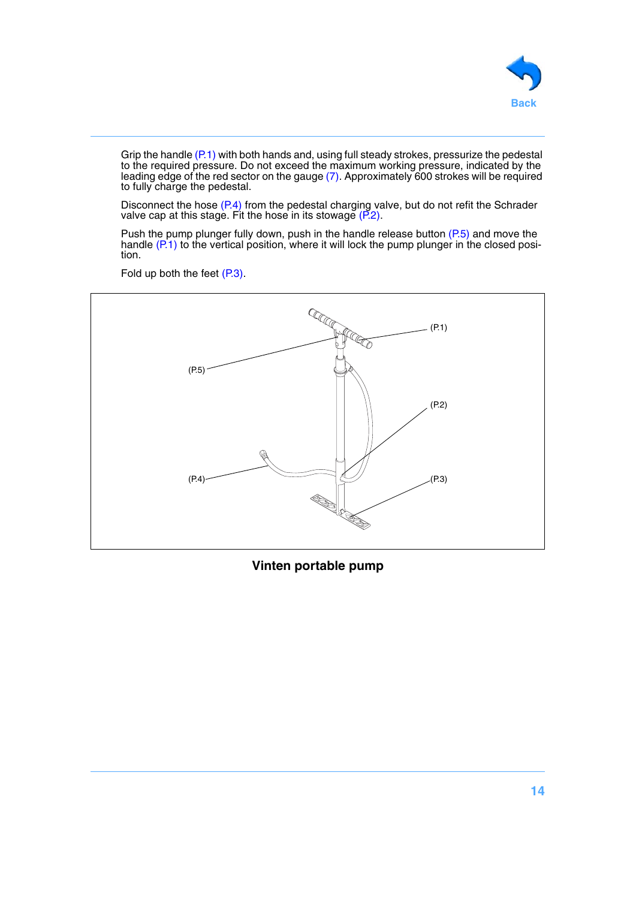Grip the handle (P.1) with both hands and, using full steady strokes, pressurize the pedestal to the required pressure. Do not exceed the maximum working pressure, indicated by the leading edge of the red sector on the gauge (7). Approximately 600 strokes will be required to fully charge the pedestal.

Disconnect the hose (P.4) from the pedestal charging valve, but do not refit the Schrader valve cap at this stage. Fit the hose in its stowage (P.2).

Push the pump plunger fully down, push in the handle release button (P.5) and move the handle (P.1) to the vertical position, where it will lock the pump plunger in the closed position.

Fold up both the feet (P.3).

(P.1)

(P.5)

(P.2)

(P.4)

(P.3)

**Vinten portable pump**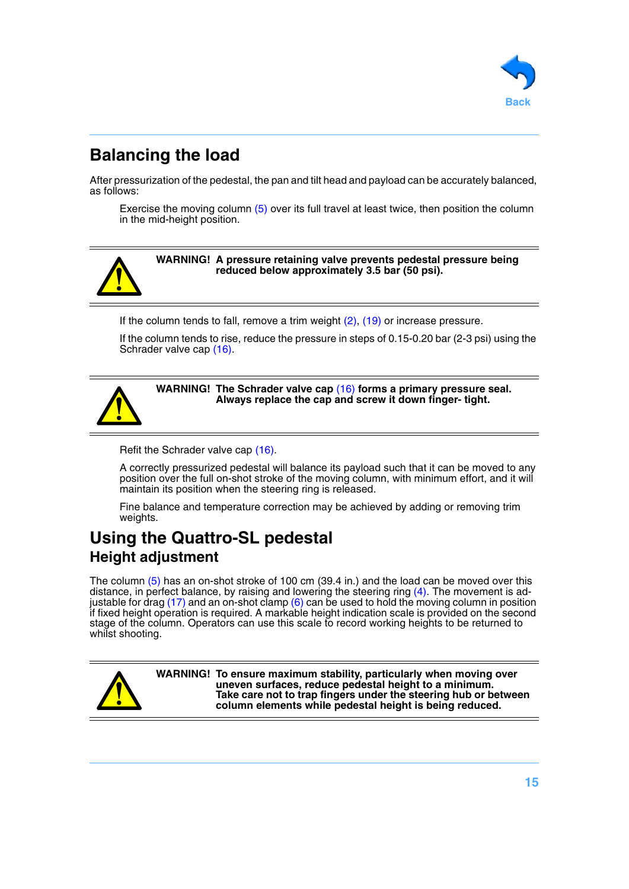## Balancing the load

After pressurization of the pedestal, the pan and tilt head and payload can be accurately balanced, as follows:

Exercise the moving column (5) over its full travel at least twice, then position the column in the mid-height position.

**WARNING! A pressure retaining valve prevents pedestal pressure being reduced below approximately 3.5 bar (50 psi).**

If the column tends to fall, remove a trim weight (2), (19) or increase pressure.

If the column tends to rise, reduce the pressure in steps of 0.15-0.20 bar (2-3 psi) using the Schrader valve cap (16).

**WARNING! The Schrader valve cap (16) forms a primary pressure seal. Always replace the cap and screw it down finger- tight.**

Refit the Schrader valve cap (16).

A correctly pressurized pedestal will balance its payload such that it can be moved to any position over the full on-shot stroke of the moving column, with minimum effort, and it will maintain its position when the steering ring is released.

Fine balance and temperature correction may be achieved by adding or removing trim weights.

## Using the Quattro-SL pedestal

### Height adjustment

The column (5) has an on-shot stroke of 100 cm (39.4 in.) and the load can be moved over this distance, in perfect balance, by raising and lowering the steering ring (4). The movement is adjustable for drag (17) and an on-shot clamp (6) can be used to hold the moving column in position if fixed height operation is required. A markable height indication scale is provided on the second stage of the column. Operators can use this scale to record working heights to be returned to whilst shooting.

**WARNING! To ensure maximum stability, particularly when moving over uneven surfaces, reduce pedestal height to a minimum. Take care not to trap fingers under the steering hub or between column elements while pedestal height is being reduced.**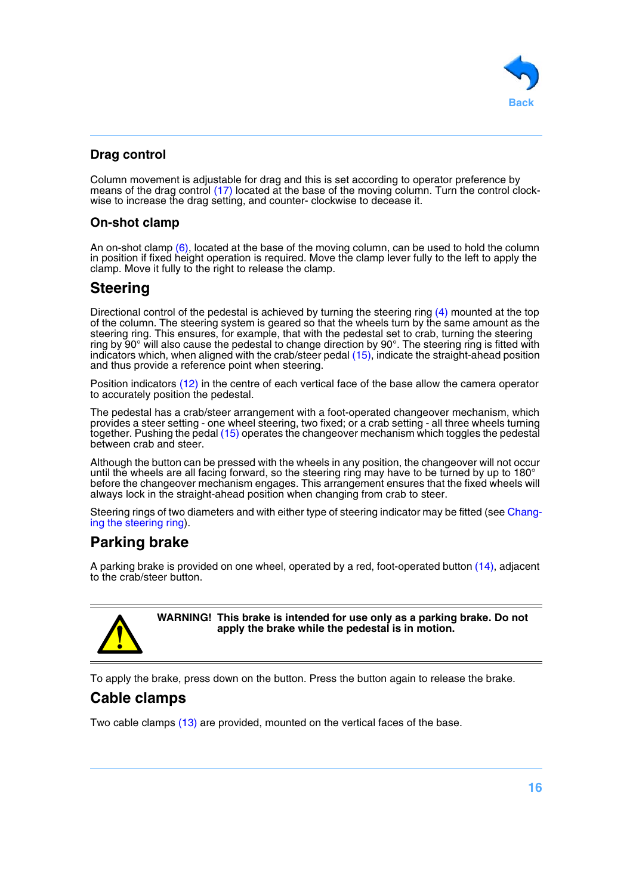### Drag control

Column movement is adjustable for drag and this is set according to operator preference by means of the drag control (17) located at the base of the moving column. Turn the control clockwise to increase the drag setting, and counter- clockwise to decease it.

### On-shot clamp

An on-shot clamp (6), located at the base of the moving column, can be used to hold the column in position if fixed height operation is required. Move the clamp lever fully to the left to apply the clamp. Move it fully to the right to release the clamp.

## Steering

Directional control of the pedestal is achieved by turning the steering ring (4) mounted at the top of the column. The steering system is geared so that the wheels turn by the same amount as the steering ring. This ensures, for example, that with the pedestal set to crab, turning the steering ring by 90° will also cause the pedestal to change direction by 90°. The steering ring is fitted with indicators which, when aligned with the crab/steer pedal (15), indicate the straight-ahead position and thus provide a reference point when steering.

Position indicators (12) in the centre of each vertical face of the base allow the camera operator to accurately position the pedestal.

The pedestal has a crab/steer arrangement with a foot-operated changeover mechanism, which provides a steer setting - one wheel steering, two fixed; or a crab setting - all three wheels turning together. Pushing the pedal (15) operates the changeover mechanism which toggles the pedestal between crab and steer.

Although the button can be pressed with the wheels in any position, the changeover will not occur until the wheels are all facing forward, so the steering ring may have to be turned by up to 180° before the changeover mechanism engages. This arrangement ensures that the fixed wheels will always lock in the straight-ahead position when changing from crab to steer.

Steering rings of two diameters and with either type of steering indicator may be fitted (see Changing the steering ring).

## Parking brake

A parking brake is provided on one wheel, operated by a red, foot-operated button (14), adjacent to the crab/steer button.

**WARNING! This brake is intended for use only as a parking brake. Do not apply the brake while the pedestal is in motion.**

To apply the brake, press down on the button. Press the button again to release the brake.

## Cable clamps

Two cable clamps (13) are provided, mounted on the vertical faces of the base.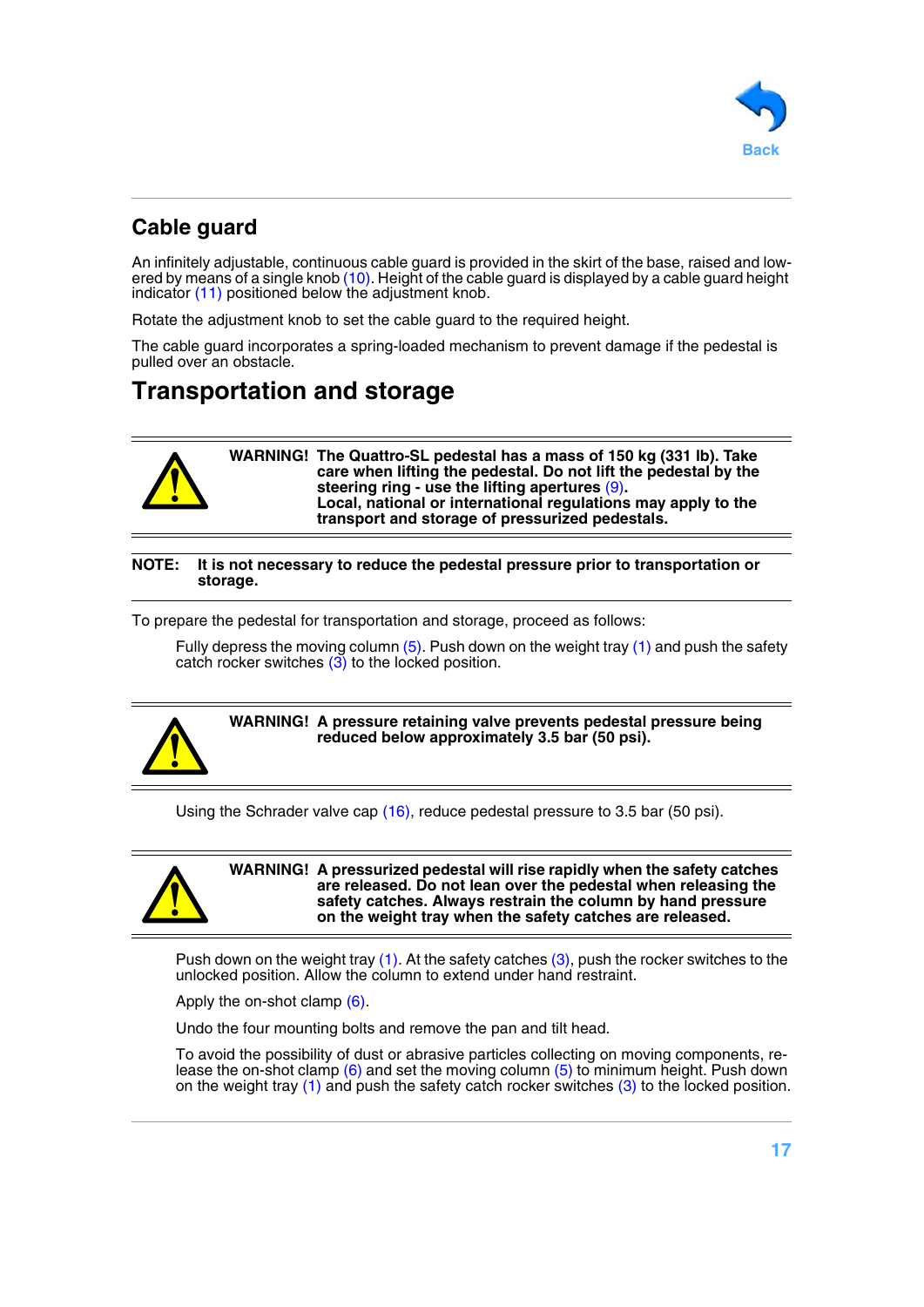## Cable guard

An infinitely adjustable, continuous cable guard is provided in the skirt of the base, raised and lowered by means of a single knob (10). Height of the cable guard is displayed by a cable guard height indicator (11) positioned below the adjustment knob.

Rotate the adjustment knob to set the cable guard to the required height.

The cable guard incorporates a spring-loaded mechanism to prevent damage if the pedestal is pulled over an obstacle.

# Transportation and storage

**WARNING! The Quattro-SL pedestal has a mass of 150 kg (331 lb). Take care when lifting the pedestal. Do not lift the pedestal by the steering ring - use the lifting apertures (9).**
**Local, national or international regulations may apply to the transport and storage of pressurized pedestals.**

**NOTE: It is not necessary to reduce the pedestal pressure prior to transportation or storage.**

To prepare the pedestal for transportation and storage, proceed as follows:

Fully depress the moving column (5). Push down on the weight tray (1) and push the safety catch rocker switches (3) to the locked position.

**WARNING! A pressure retaining valve prevents pedestal pressure being reduced below approximately 3.5 bar (50 psi).**

Using the Schrader valve cap (16), reduce pedestal pressure to 3.5 bar (50 psi).

**WARNING! A pressurized pedestal will rise rapidly when the safety catches are released. Do not lean over the pedestal when releasing the safety catches. Always restrain the column by hand pressure on the weight tray when the safety catches are released.**

Push down on the weight tray (1). At the safety catches (3), push the rocker switches to the unlocked position. Allow the column to extend under hand restraint.

Apply the on-shot clamp (6).

Undo the four mounting bolts and remove the pan and tilt head.

To avoid the possibility of dust or abrasive particles collecting on moving components, release the on-shot clamp (6) and set the moving column (5) to minimum height. Push down on the weight tray (1) and push the safety catch rocker switches (3) to the locked position.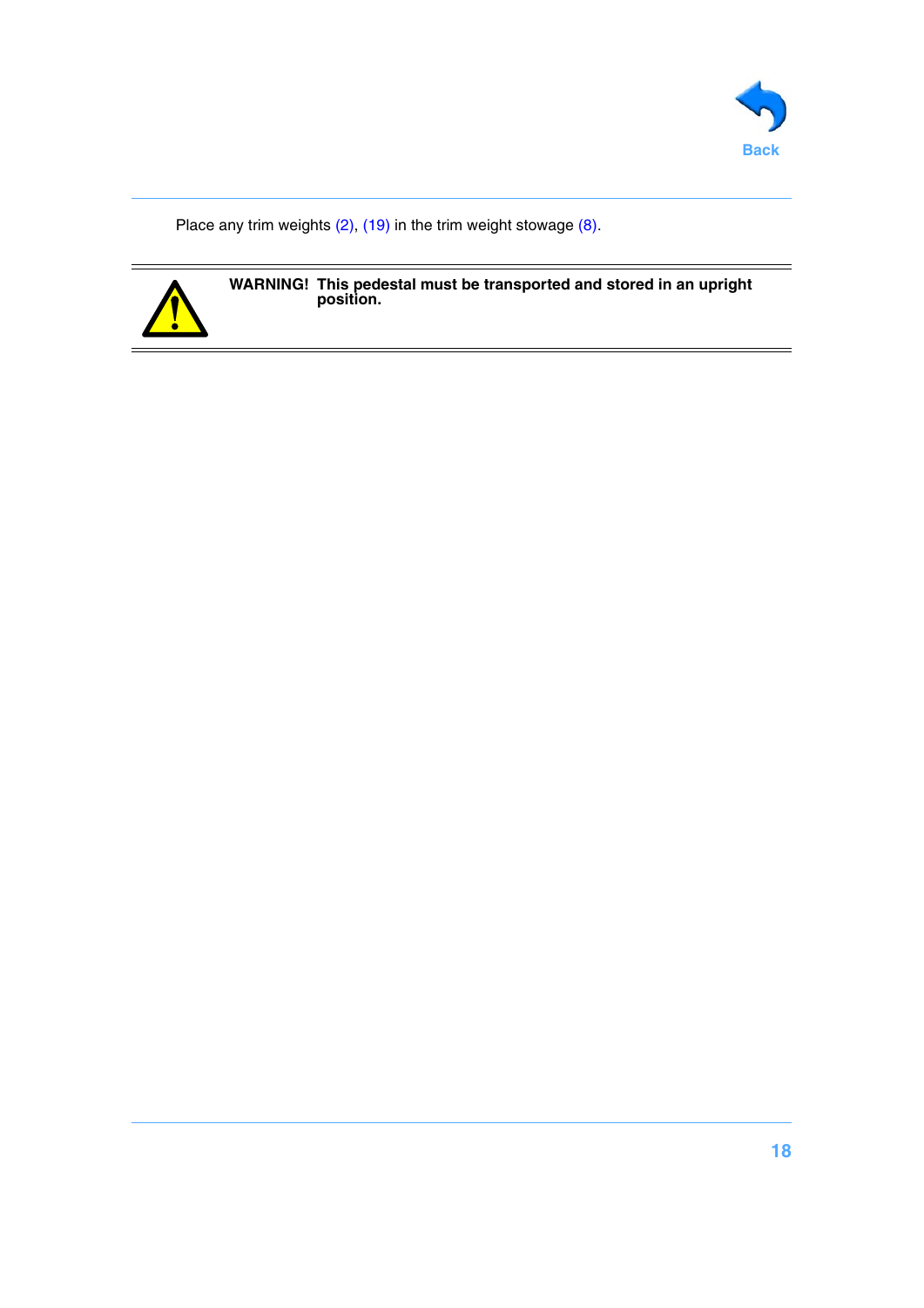Place any trim weights (2), (19) in the trim weight stowage (8).

---

**WARNING! This pedestal must be transported and stored in an upright position.**

---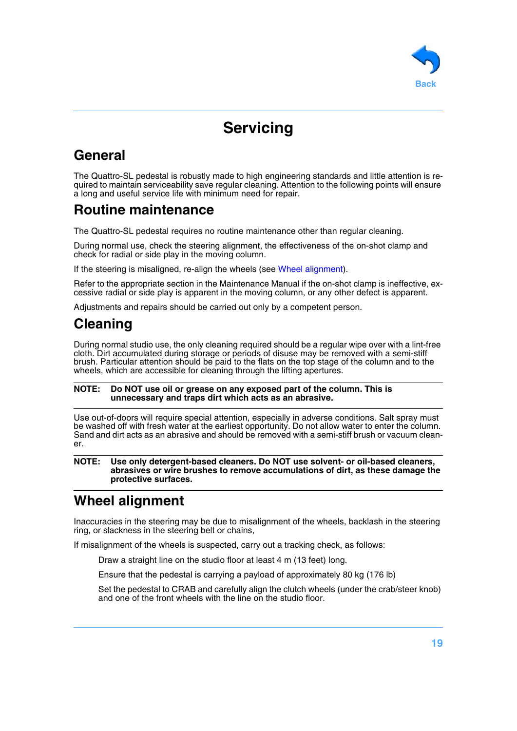# Servicing

## General

The Quattro-SL pedestal is robustly made to high engineering standards and little attention is required to maintain serviceability save regular cleaning. Attention to the following points will ensure a long and useful service life with minimum need for repair.

## Routine maintenance

The Quattro-SL pedestal requires no routine maintenance other than regular cleaning.

During normal use, check the steering alignment, the effectiveness of the on-shot clamp and check for radial or side play in the moving column.

If the steering is misaligned, re-align the wheels (see Wheel alignment).

Refer to the appropriate section in the Maintenance Manual if the on-shot clamp is ineffective, excessive radial or side play is apparent in the moving column, or any other defect is apparent.

Adjustments and repairs should be carried out only by a competent person.

## Cleaning

During normal studio use, the only cleaning required should be a regular wipe over with a lint-free cloth. Dirt accumulated during storage or periods of disuse may be removed with a semi-stiff brush. Particular attention should be paid to the flats on the top stage of the column and to the wheels, which are accessible for cleaning through the lifting apertures.

---

**NOTE: Do NOT use oil or grease on any exposed part of the column. This is unnecessary and traps dirt which acts as an abrasive.**

---

Use out-of-doors will require special attention, especially in adverse conditions. Salt spray must be washed off with fresh water at the earliest opportunity. Do not allow water to enter the column. Sand and dirt acts as an abrasive and should be removed with a semi-stiff brush or vacuum cleaner.

---

**NOTE: Use only detergent-based cleaners. Do NOT use solvent- or oil-based cleaners, abrasives or wire brushes to remove accumulations of dirt, as these damage the protective surfaces.**

---

## Wheel alignment

Inaccuracies in the steering may be due to misalignment of the wheels, backlash in the steering ring, or slackness in the steering belt or chains,

If misalignment of the wheels is suspected, carry out a tracking check, as follows:

Draw a straight line on the studio floor at least 4 m (13 feet) long.

Ensure that the pedestal is carrying a payload of approximately 80 kg (176 lb)

Set the pedestal to CRAB and carefully align the clutch wheels (under the crab/steer knob) and one of the front wheels with the line on the studio floor.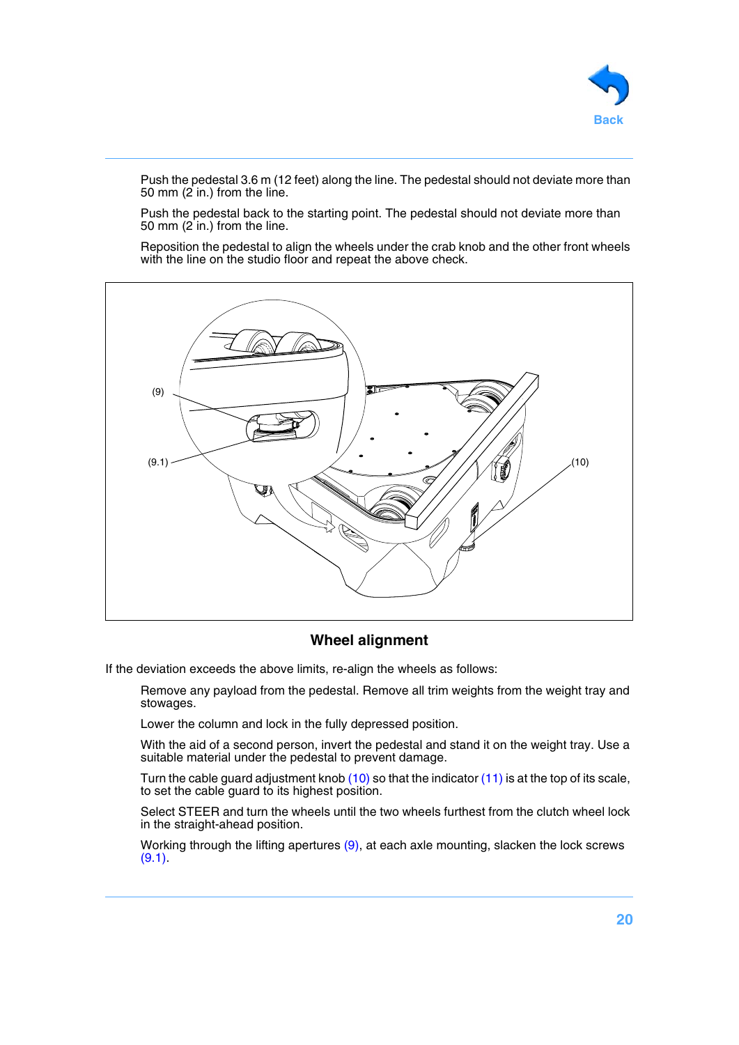Push the pedestal 3.6 m (12 feet) along the line. The pedestal should not deviate more than 50 mm (2 in.) from the line.

Push the pedestal back to the starting point. The pedestal should not deviate more than 50 mm (2 in.) from the line.

Reposition the pedestal to align the wheels under the crab knob and the other front wheels with the line on the studio floor and repeat the above check.

**Wheel alignment**

If the deviation exceeds the above limits, re-align the wheels as follows:

Remove any payload from the pedestal. Remove all trim weights from the weight tray and stowages.

Lower the column and lock in the fully depressed position.

With the aid of a second person, invert the pedestal and stand it on the weight tray. Use a suitable material under the pedestal to prevent damage.

Turn the cable guard adjustment knob (10) so that the indicator (11) is at the top of its scale, to set the cable guard to its highest position.

Select STEER and turn the wheels until the two wheels furthest from the clutch wheel lock in the straight-ahead position.

Working through the lifting apertures (9), at each axle mounting, slacken the lock screws (9.1).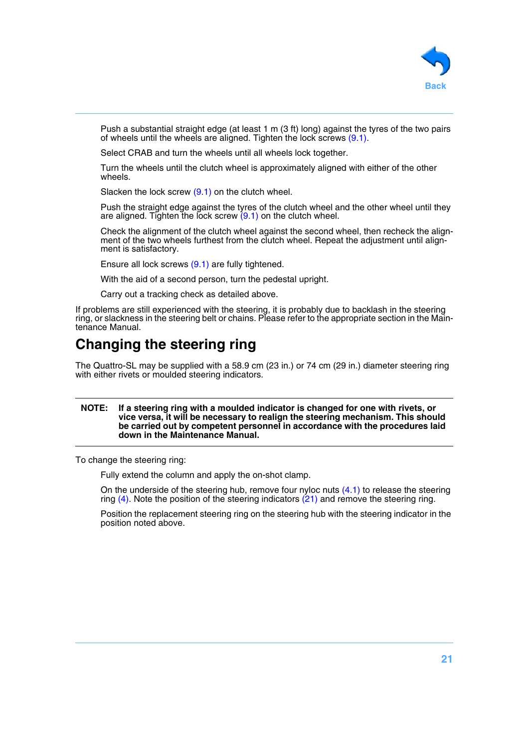Push a substantial straight edge (at least 1 m (3 ft) long) against the tyres of the two pairs of wheels until the wheels are aligned. Tighten the lock screws (9.1).

Select CRAB and turn the wheels until all wheels lock together.

Turn the wheels until the clutch wheel is approximately aligned with either of the other wheels.

Slacken the lock screw (9.1) on the clutch wheel.

Push the straight edge against the tyres of the clutch wheel and the other wheel until they are aligned. Tighten the lock screw (9.1) on the clutch wheel.

Check the alignment of the clutch wheel against the second wheel, then recheck the alignment of the two wheels furthest from the clutch wheel. Repeat the adjustment until alignment is satisfactory.

Ensure all lock screws (9.1) are fully tightened.

With the aid of a second person, turn the pedestal upright.

Carry out a tracking check as detailed above.

If problems are still experienced with the steering, it is probably due to backlash in the steering ring, or slackness in the steering belt or chains. Please refer to the appropriate section in the Maintenance Manual.

## Changing the steering ring

The Quattro-SL may be supplied with a 58.9 cm (23 in.) or 74 cm (29 in.) diameter steering ring with either rivets or moulded steering indicators.

---

**NOTE: If a steering ring with a moulded indicator is changed for one with rivets, or vice versa, it will be necessary to realign the steering mechanism. This should be carried out by competent personnel in accordance with the procedures laid down in the Maintenance Manual.**

---

To change the steering ring:

Fully extend the column and apply the on-shot clamp.

On the underside of the steering hub, remove four nyloc nuts (4.1) to release the steering ring (4). Note the position of the steering indicators (21) and remove the steering ring.

Position the replacement steering ring on the steering hub with the steering indicator in the position noted above.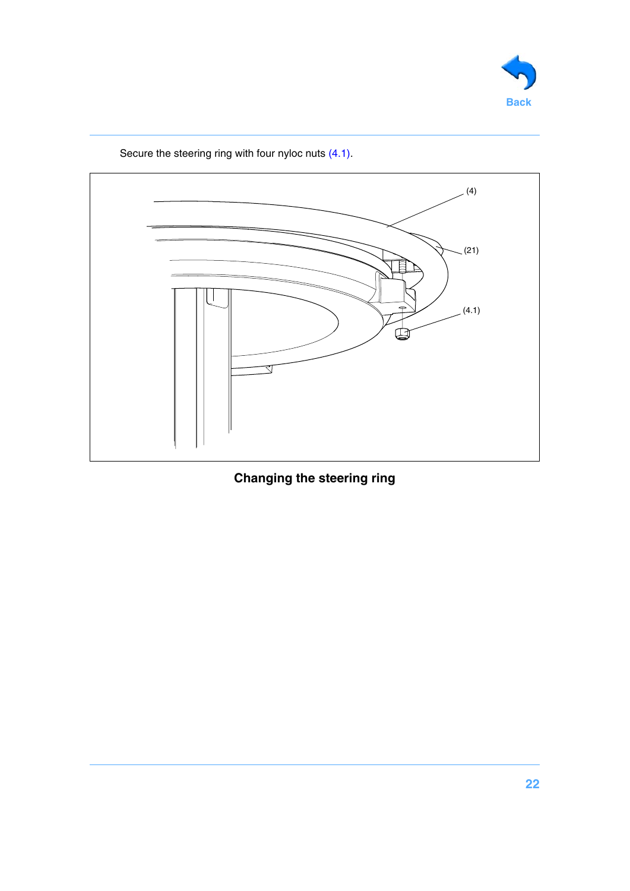Secure the steering ring with four nyloc nuts (4.1).

(4)

(21)

(4.1)

**Changing the steering ring**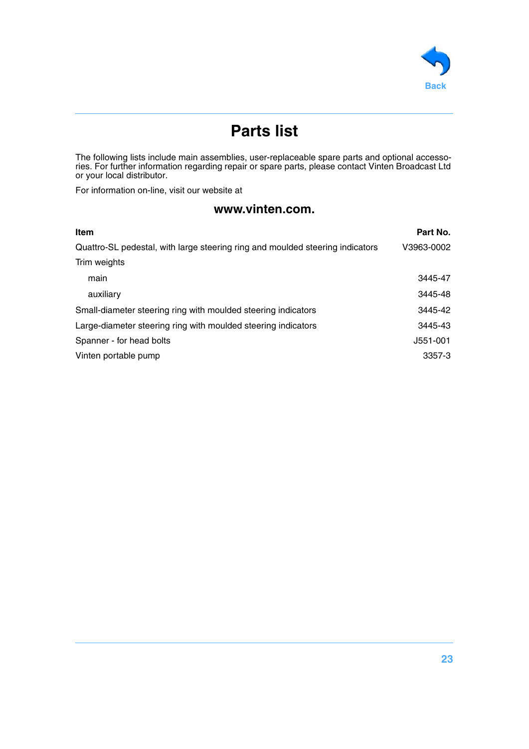# Parts list

The following lists include main assemblies, user-replaceable spare parts and optional accessories. For further information regarding repair or spare parts, please contact Vinten Broadcast Ltd or your local distributor.

For information on-line, visit our website at

### www.vinten.com.

| Item | Part No. |
|---|---|
| Quattro-SL pedestal, with large steering ring and moulded steering indicators | V3963-0002 |
| Trim weights | |
| main | 3445-47 |
| auxiliary | 3445-48 |
| Small-diameter steering ring with moulded steering indicators | 3445-42 |
| Large-diameter steering ring with moulded steering indicators | 3445-43 |
| Spanner - for head bolts | J551-001 |
| Vinten portable pump | 3357-3 |